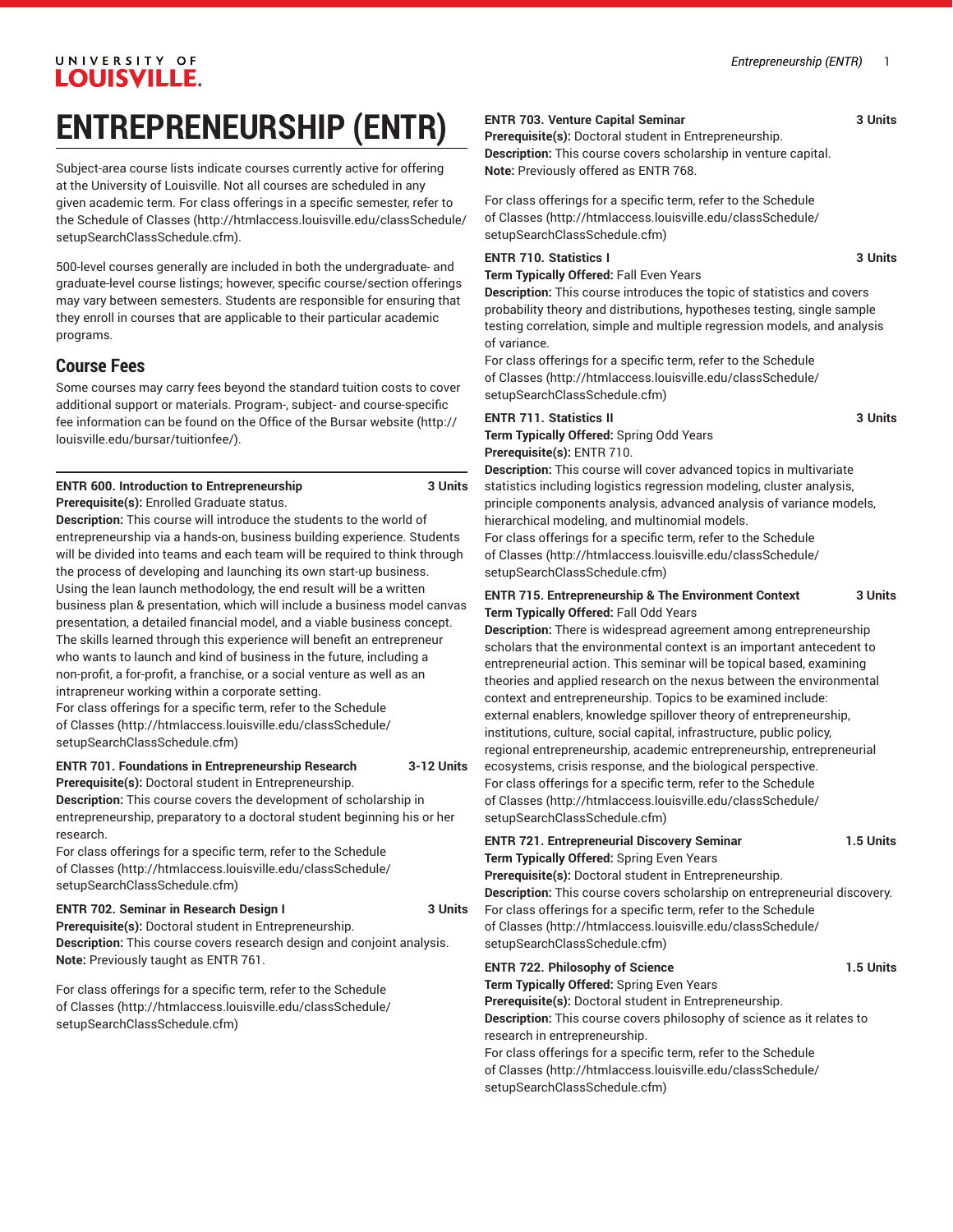# ENTREPRENEURSHIP (ENTR)

Subject-area course lists indicate courses currently active for offering at the University of Louisville. Not all courses are scheduled in any given academic term. For class offerings in a specific semester, refer to the Schedule of Classes (http://htmlaccess.louisville.edu/classSchedule/setupSearchClassSchedule.cfm).

500-level courses generally are included in both the undergraduate- and graduate-level course listings; however, specific course/section offerings may vary between semesters. Students are responsible for ensuring that they enroll in courses that are applicable to their particular academic programs.

## Course Fees

Some courses may carry fees beyond the standard tuition costs to cover additional support or materials. Program-, subject- and course-specific fee information can be found on the Office of the Bursar website (http://louisville.edu/bursar/tuitionfee/).

**ENTR 600. Introduction to Entrepreneurship** **3 Units**
**Prerequisite(s):** Enrolled Graduate status.
**Description:** This course will introduce the students to the world of entrepreneurship via a hands-on, business building experience. Students will be divided into teams and each team will be required to think through the process of developing and launching its own start-up business. Using the lean launch methodology, the end result will be a written business plan & presentation, which will include a business model canvas presentation, a detailed financial model, and a viable business concept. The skills learned through this experience will benefit an entrepreneur who wants to launch and kind of business in the future, including a non-profit, a for-profit, a franchise, or a social venture as well as an intrapreneur working within a corporate setting.
For class offerings for a specific term, refer to the Schedule of Classes (http://htmlaccess.louisville.edu/classSchedule/setupSearchClassSchedule.cfm)

**ENTR 701. Foundations in Entrepreneurship Research** **3-12 Units**
**Prerequisite(s):** Doctoral student in Entrepreneurship.
**Description:** This course covers the development of scholarship in entrepreneurship, preparatory to a doctoral student beginning his or her research.
For class offerings for a specific term, refer to the Schedule of Classes (http://htmlaccess.louisville.edu/classSchedule/setupSearchClassSchedule.cfm)

**ENTR 702. Seminar in Research Design I** **3 Units**
**Prerequisite(s):** Doctoral student in Entrepreneurship.
**Description:** This course covers research design and conjoint analysis.
**Note:** Previously taught as ENTR 761.

For class offerings for a specific term, refer to the Schedule of Classes (http://htmlaccess.louisville.edu/classSchedule/setupSearchClassSchedule.cfm)

**ENTR 703. Venture Capital Seminar** **3 Units**
**Prerequisite(s):** Doctoral student in Entrepreneurship.
**Description:** This course covers scholarship in venture capital.
**Note:** Previously offered as ENTR 768.

For class offerings for a specific term, refer to the Schedule of Classes (http://htmlaccess.louisville.edu/classSchedule/setupSearchClassSchedule.cfm)

**ENTR 710. Statistics I** **3 Units**
**Term Typically Offered:** Fall Even Years
**Description:** This course introduces the topic of statistics and covers probability theory and distributions, hypotheses testing, single sample testing correlation, simple and multiple regression models, and analysis of variance.
For class offerings for a specific term, refer to the Schedule of Classes (http://htmlaccess.louisville.edu/classSchedule/setupSearchClassSchedule.cfm)

**ENTR 711. Statistics II** **3 Units**
**Term Typically Offered:** Spring Odd Years
**Prerequisite(s):** ENTR 710.
**Description:** This course will cover advanced topics in multivariate statistics including logistics regression modeling, cluster analysis, principle components analysis, advanced analysis of variance models, hierarchical modeling, and multinomial models.
For class offerings for a specific term, refer to the Schedule of Classes (http://htmlaccess.louisville.edu/classSchedule/setupSearchClassSchedule.cfm)

**ENTR 715. Entrepreneurship & The Environment Context** **3 Units**
**Term Typically Offered:** Fall Odd Years
**Description:** There is widespread agreement among entrepreneurship scholars that the environmental context is an important antecedent to entrepreneurial action. This seminar will be topical based, examining theories and applied research on the nexus between the environmental context and entrepreneurship. Topics to be examined include: external enablers, knowledge spillover theory of entrepreneurship, institutions, culture, social capital, infrastructure, public policy, regional entrepreneurship, academic entrepreneurship, entrepreneurial ecosystems, crisis response, and the biological perspective.
For class offerings for a specific term, refer to the Schedule of Classes (http://htmlaccess.louisville.edu/classSchedule/setupSearchClassSchedule.cfm)

**ENTR 721. Entrepreneurial Discovery Seminar** **1.5 Units**
**Term Typically Offered:** Spring Even Years
**Prerequisite(s):** Doctoral student in Entrepreneurship.
**Description:** This course covers scholarship on entrepreneurial discovery.
For class offerings for a specific term, refer to the Schedule of Classes (http://htmlaccess.louisville.edu/classSchedule/setupSearchClassSchedule.cfm)

**ENTR 722. Philosophy of Science** **1.5 Units**
**Term Typically Offered:** Spring Even Years
**Prerequisite(s):** Doctoral student in Entrepreneurship.
**Description:** This course covers philosophy of science as it relates to research in entrepreneurship.
For class offerings for a specific term, refer to the Schedule of Classes (http://htmlaccess.louisville.edu/classSchedule/setupSearchClassSchedule.cfm)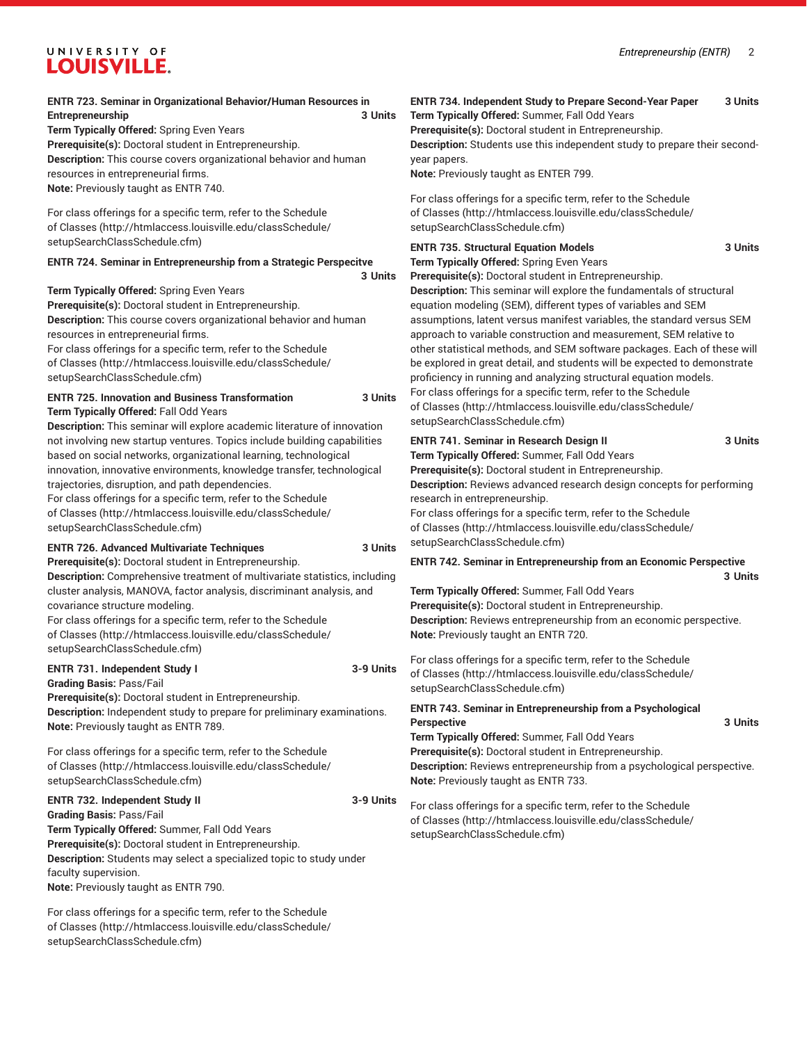**ENTR 723. Seminar in Organizational Behavior/Human Resources in Entrepreneurship** **3 Units**
**Term Typically Offered:** Spring Even Years
**Prerequisite(s):** Doctoral student in Entrepreneurship.
**Description:** This course covers organizational behavior and human resources in entrepreneurial firms.
**Note:** Previously taught as ENTR 740.

For class offerings for a specific term, refer to the Schedule of Classes (http://htmlaccess.louisville.edu/classSchedule/setupSearchClassSchedule.cfm)

**ENTR 724. Seminar in Entrepreneurship from a Strategic Perspecitve** **3 Units**
**Term Typically Offered:** Spring Even Years
**Prerequisite(s):** Doctoral student in Entrepreneurship.
**Description:** This course covers organizational behavior and human resources in entrepreneurial firms.
For class offerings for a specific term, refer to the Schedule of Classes (http://htmlaccess.louisville.edu/classSchedule/setupSearchClassSchedule.cfm)

**ENTR 725. Innovation and Business Transformation** **3 Units**
**Term Typically Offered:** Fall Odd Years
**Description:** This seminar will explore academic literature of innovation not involving new startup ventures. Topics include building capabilities based on social networks, organizational learning, technological innovation, innovative environments, knowledge transfer, technological trajectories, disruption, and path dependencies.
For class offerings for a specific term, refer to the Schedule of Classes (http://htmlaccess.louisville.edu/classSchedule/setupSearchClassSchedule.cfm)

**ENTR 726. Advanced Multivariate Techniques** **3 Units**
**Prerequisite(s):** Doctoral student in Entrepreneurship.
**Description:** Comprehensive treatment of multivariate statistics, including cluster analysis, MANOVA, factor analysis, discriminant analysis, and covariance structure modeling.
For class offerings for a specific term, refer to the Schedule of Classes (http://htmlaccess.louisville.edu/classSchedule/setupSearchClassSchedule.cfm)

**ENTR 731. Independent Study I** **3-9 Units**
**Grading Basis:** Pass/Fail
**Prerequisite(s):** Doctoral student in Entrepreneurship.
**Description:** Independent study to prepare for preliminary examinations.
**Note:** Previously taught as ENTR 789.

For class offerings for a specific term, refer to the Schedule of Classes (http://htmlaccess.louisville.edu/classSchedule/setupSearchClassSchedule.cfm)

**ENTR 732. Independent Study II** **3-9 Units**
**Grading Basis:** Pass/Fail
**Term Typically Offered:** Summer, Fall Odd Years
**Prerequisite(s):** Doctoral student in Entrepreneurship.
**Description:** Students may select a specialized topic to study under faculty supervision.
**Note:** Previously taught as ENTR 790.

For class offerings for a specific term, refer to the Schedule of Classes (http://htmlaccess.louisville.edu/classSchedule/setupSearchClassSchedule.cfm)

**ENTR 734. Independent Study to Prepare Second-Year Paper** **3 Units**
**Term Typically Offered:** Summer, Fall Odd Years
**Prerequisite(s):** Doctoral student in Entrepreneurship.
**Description:** Students use this independent study to prepare their second-year papers.
**Note:** Previously taught as ENTER 799.

For class offerings for a specific term, refer to the Schedule of Classes (http://htmlaccess.louisville.edu/classSchedule/setupSearchClassSchedule.cfm)

**ENTR 735. Structural Equation Models** **3 Units**
**Term Typically Offered:** Spring Even Years
**Prerequisite(s):** Doctoral student in Entrepreneurship.
**Description:** This seminar will explore the fundamentals of structural equation modeling (SEM), different types of variables and SEM assumptions, latent versus manifest variables, the standard versus SEM approach to variable construction and measurement, SEM relative to other statistical methods, and SEM software packages. Each of these will be explored in great detail, and students will be expected to demonstrate proficiency in running and analyzing structural equation models.
For class offerings for a specific term, refer to the Schedule of Classes (http://htmlaccess.louisville.edu/classSchedule/setupSearchClassSchedule.cfm)

**ENTR 741. Seminar in Research Design II** **3 Units**
**Term Typically Offered:** Summer, Fall Odd Years
**Prerequisite(s):** Doctoral student in Entrepreneurship.
**Description:** Reviews advanced research design concepts for performing research in entrepreneurship.
For class offerings for a specific term, refer to the Schedule of Classes (http://htmlaccess.louisville.edu/classSchedule/setupSearchClassSchedule.cfm)

**ENTR 742. Seminar in Entrepreneurship from an Economic Perspective** **3 Units**
**Term Typically Offered:** Summer, Fall Odd Years
**Prerequisite(s):** Doctoral student in Entrepreneurship.
**Description:** Reviews entrepreneurship from an economic perspective.
**Note:** Previously taught an ENTR 720.

For class offerings for a specific term, refer to the Schedule of Classes (http://htmlaccess.louisville.edu/classSchedule/setupSearchClassSchedule.cfm)

**ENTR 743. Seminar in Entrepreneurship from a Psychological Perspective** **3 Units**
**Term Typically Offered:** Summer, Fall Odd Years
**Prerequisite(s):** Doctoral student in Entrepreneurship.
**Description:** Reviews entrepreneurship from a psychological perspective.
**Note:** Previously taught as ENTR 733.

For class offerings for a specific term, refer to the Schedule of Classes (http://htmlaccess.louisville.edu/classSchedule/setupSearchClassSchedule.cfm)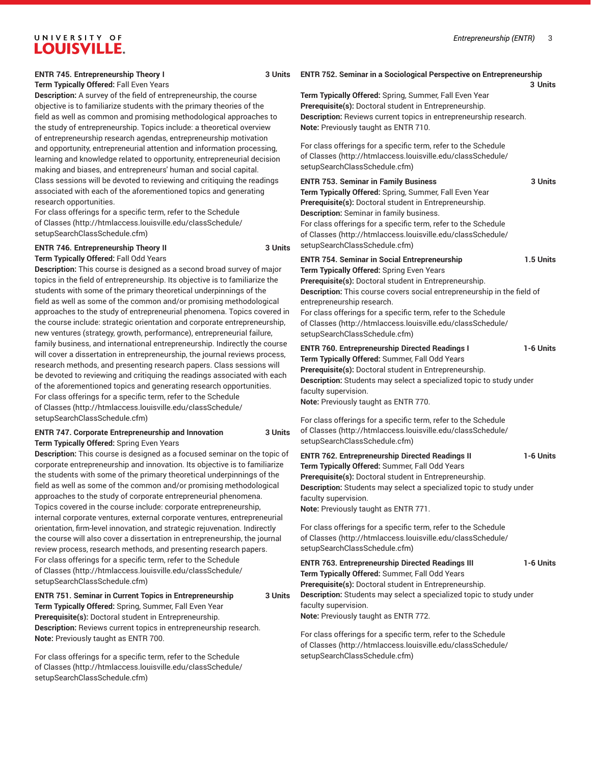**ENTR 745. Entrepreneurship Theory I** 3 Units

**Term Typically Offered:** Fall Even Years

**Description:** A survey of the field of entrepreneurship, the course objective is to familiarize students with the primary theories of the field as well as common and promising methodological approaches to the study of entrepreneurship. Topics include: a theoretical overview of entrepreneurship research agendas, entrepreneurship motivation and opportunity, entrepreneurial attention and information processing, learning and knowledge related to opportunity, entrepreneurial decision making and biases, and entrepreneurs' human and social capital. Class sessions will be devoted to reviewing and critiquing the readings associated with each of the aforementioned topics and generating research opportunities.

For class offerings for a specific term, refer to the Schedule of Classes (http://htmlaccess.louisville.edu/classSchedule/setupSearchClassSchedule.cfm)

**ENTR 746. Entrepreneurship Theory II** 3 Units

**Term Typically Offered:** Fall Odd Years

**Description:** This course is designed as a second broad survey of major topics in the field of entrepreneurship. Its objective is to familiarize the students with some of the primary theoretical underpinnings of the field as well as some of the common and/or promising methodological approaches to the study of entrepreneurial phenomena. Topics covered in the course include: strategic orientation and corporate entrepreneurship, new ventures (strategy, growth, performance), entrepreneurial failure, family business, and international entrepreneurship. Indirectly the course will cover a dissertation in entrepreneurship, the journal reviews process, research methods, and presenting research papers. Class sessions will be devoted to reviewing and critiquing the readings associated with each of the aforementioned topics and generating research opportunities.

For class offerings for a specific term, refer to the Schedule of Classes (http://htmlaccess.louisville.edu/classSchedule/setupSearchClassSchedule.cfm)

**ENTR 747. Corporate Entrepreneurship and Innovation** 3 Units

**Term Typically Offered:** Spring Even Years

**Description:** This course is designed as a focused seminar on the topic of corporate entrepreneurship and innovation. Its objective is to familiarize the students with some of the primary theoretical underpinnings of the field as well as some of the common and/or promising methodological approaches to the study of corporate entrepreneurial phenomena. Topics covered in the course include: corporate entrepreneurship, internal corporate ventures, external corporate ventures, entrepreneurial orientation, firm-level innovation, and strategic rejuvenation. Indirectly the course will also cover a dissertation in entrepreneurship, the journal review process, research methods, and presenting research papers.

For class offerings for a specific term, refer to the Schedule of Classes (http://htmlaccess.louisville.edu/classSchedule/setupSearchClassSchedule.cfm)

**ENTR 751. Seminar in Current Topics in Entrepreneurship** 3 Units

**Term Typically Offered:** Spring, Summer, Fall Even Year

**Prerequisite(s):** Doctoral student in Entrepreneurship.

**Description:** Reviews current topics in entrepreneurship research.

**Note:** Previously taught as ENTR 700.

For class offerings for a specific term, refer to the Schedule of Classes (http://htmlaccess.louisville.edu/classSchedule/setupSearchClassSchedule.cfm)

**ENTR 752. Seminar in a Sociological Perspective on Entrepreneurship** 3 Units

**Term Typically Offered:** Spring, Summer, Fall Even Year

**Prerequisite(s):** Doctoral student in Entrepreneurship.

**Description:** Reviews current topics in entrepreneurship research.

**Note:** Previously taught as ENTR 710.

For class offerings for a specific term, refer to the Schedule of Classes (http://htmlaccess.louisville.edu/classSchedule/setupSearchClassSchedule.cfm)

**ENTR 753. Seminar in Family Business** 3 Units

**Term Typically Offered:** Spring, Summer, Fall Even Year

**Prerequisite(s):** Doctoral student in Entrepreneurship.

**Description:** Seminar in family business.

For class offerings for a specific term, refer to the Schedule of Classes (http://htmlaccess.louisville.edu/classSchedule/setupSearchClassSchedule.cfm)

**ENTR 754. Seminar in Social Entrepreneurship** 1.5 Units

**Term Typically Offered:** Spring Even Years

**Prerequisite(s):** Doctoral student in Entrepreneurship.

**Description:** This course covers social entrepreneurship in the field of entrepreneurship research.

For class offerings for a specific term, refer to the Schedule of Classes (http://htmlaccess.louisville.edu/classSchedule/setupSearchClassSchedule.cfm)

**ENTR 760. Entrepreneurship Directed Readings I** 1-6 Units

**Term Typically Offered:** Summer, Fall Odd Years

**Prerequisite(s):** Doctoral student in Entrepreneurship.

**Description:** Students may select a specialized topic to study under faculty supervision.

**Note:** Previously taught as ENTR 770.

For class offerings for a specific term, refer to the Schedule of Classes (http://htmlaccess.louisville.edu/classSchedule/setupSearchClassSchedule.cfm)

**ENTR 762. Entrepreneurship Directed Readings II** 1-6 Units

**Term Typically Offered:** Summer, Fall Odd Years

**Prerequisite(s):** Doctoral student in Entrepreneurship.

**Description:** Students may select a specialized topic to study under faculty supervision.

**Note:** Previously taught as ENTR 771.

For class offerings for a specific term, refer to the Schedule of Classes (http://htmlaccess.louisville.edu/classSchedule/setupSearchClassSchedule.cfm)

**ENTR 763. Entrepreneurship Directed Readings III** 1-6 Units

**Term Typically Offered:** Summer, Fall Odd Years

**Prerequisite(s):** Doctoral student in Entrepreneurship.

**Description:** Students may select a specialized topic to study under faculty supervision.

**Note:** Previously taught as ENTR 772.

For class offerings for a specific term, refer to the Schedule of Classes (http://htmlaccess.louisville.edu/classSchedule/setupSearchClassSchedule.cfm)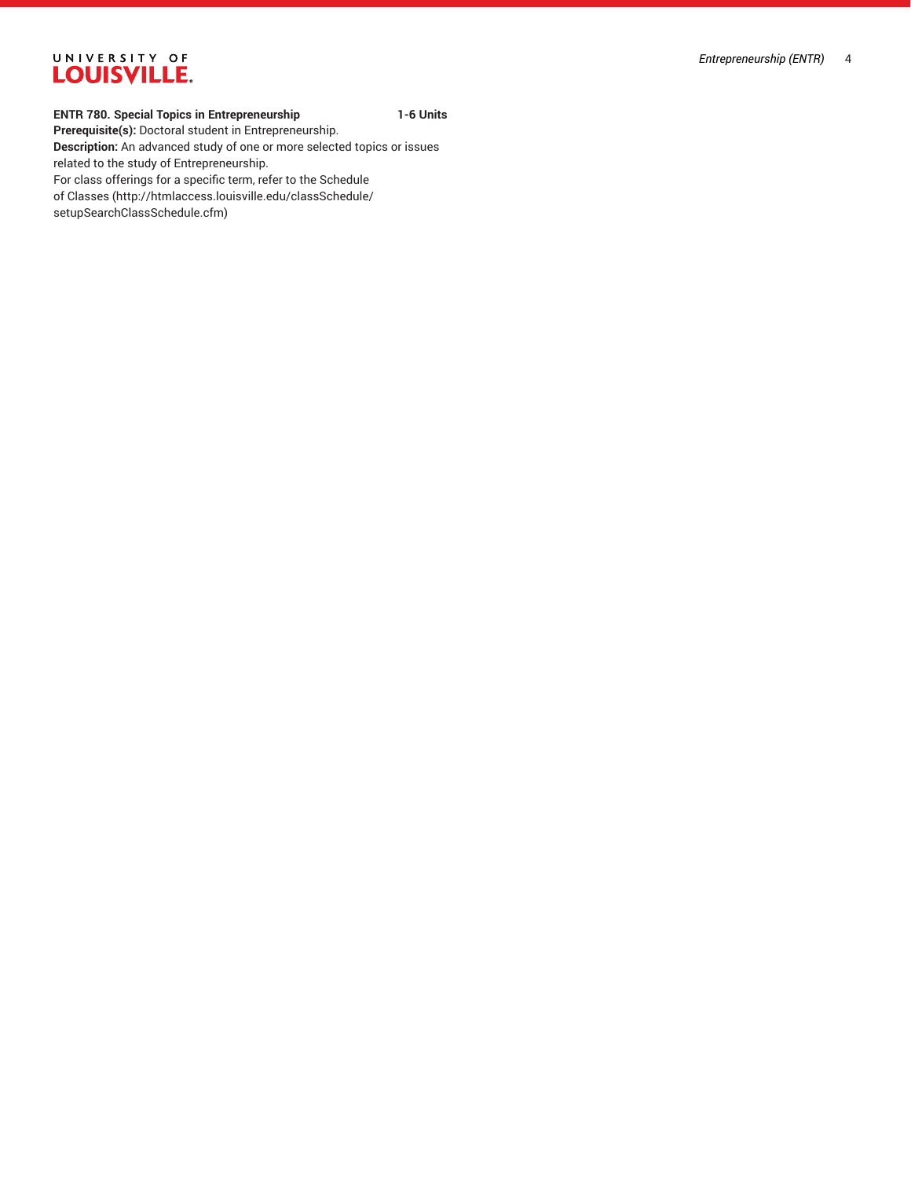**ENTR 780. Special Topics in Entrepreneurship 1-6 Units**

**Prerequisite(s):** Doctoral student in Entrepreneurship.

**Description:** An advanced study of one or more selected topics or issues related to the study of Entrepreneurship.

For class offerings for a specific term, refer to the Schedule of Classes (http://htmlaccess.louisville.edu/classSchedule/setupSearchClassSchedule.cfm)